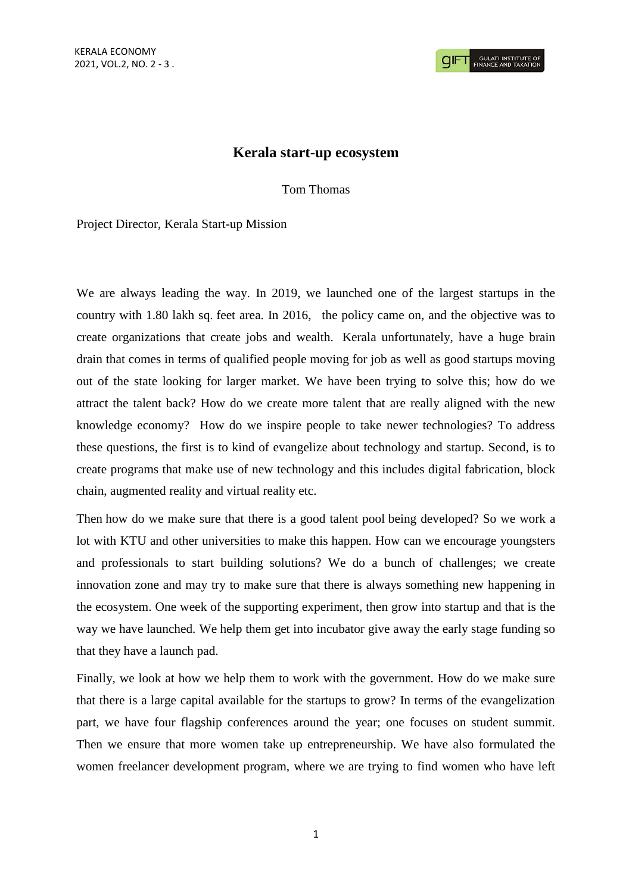# Kerala start-up ecosystem

Tom Thomas

Project Director, Kerala Start-up Mission

We are always leading the way. In 2019, we launched one of the largest startups in the country with 1.80 lakh sq. feet area. In 2016, the policy came on, and the objective was to create organizations that create jobs and wealth. Kerala unfortunately, have a huge brain drain that comes in terms of qualified people moving for job as well as good startups moving out of the state looking for larger market. We have been trying to solve this; how do we attract the talent back? How do we create more talent that are really aligned with the new knowledge economy? How do we inspire people to take newer technologies? To address these questions, the first is to kind of evangelize about technology and startup. Second, is to create programs that make use of new technology and this includes digital fabrication, block chain, augmented reality and virtual reality etc.

Then how do we make sure that there is a good talent pool being developed? So we work a lot with KTU and other universities to make this happen. How can we encourage youngsters and professionals to start building solutions? We do a bunch of challenges; we create innovation zone and may try to make sure that there is always something new happening in the ecosystem. One week of the supporting experiment, then grow into startup and that is the way we have launched. We help them get into incubator give away the early stage funding so that they have a launch pad.

Finally, we look at how we help them to work with the government. How do we make sure that there is a large capital available for the startups to grow? In terms of the evangelization part, we have four flagship conferences around the year; one focuses on student summit. Then we ensure that more women take up entrepreneurship. We have also formulated the women freelancer development program, where we are trying to find women who have left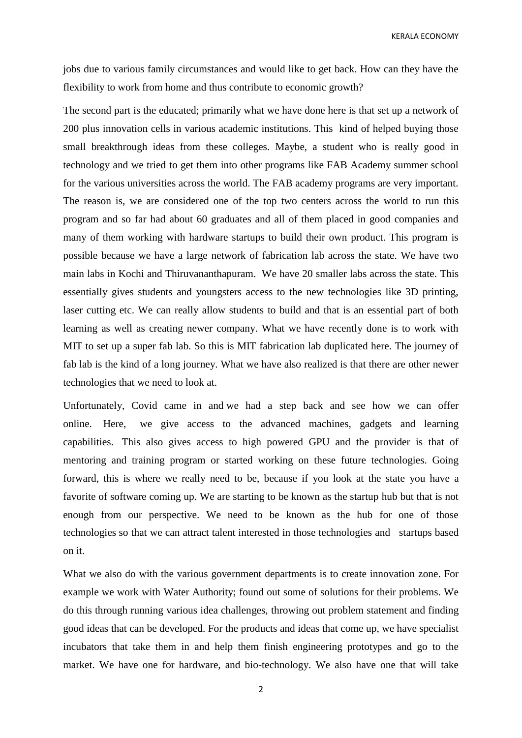jobs due to various family circumstances and would like to get back. How can they have the flexibility to work from home and thus contribute to economic growth?

The second part is the educated; primarily what we have done here is that set up a network of 200 plus innovation cells in various academic institutions. This kind of helped buying those small breakthrough ideas from these colleges. Maybe, a student who is really good in technology and we tried to get them into other programs like FAB Academy summer school for the various universities across the world. The FAB academy programs are very important. The reason is, we are considered one of the top two centers across the world to run this program and so far had about 60 graduates and all of them placed in good companies and many of them working with hardware startups to build their own product. This program is possible because we have a large network of fabrication lab across the state. We have two main labs in Kochi and Thiruvananthapuram. We have 20 smaller labs across the state. This essentially gives students and youngsters access to the new technologies like 3D printing, laser cutting etc. We can really allow students to build and that is an essential part of both learning as well as creating newer company. What we have recently done is to work with MIT to set up a super fab lab. So this is MIT fabrication lab duplicated here. The journey of fab lab is the kind of a long journey. What we have also realized is that there are other newer technologies that we need to look at.

Unfortunately, Covid came in and we had a step back and see how we can offer online. Here, we give access to the advanced machines, gadgets and learning capabilities. This also gives access to high powered GPU and the provider is that of mentoring and training program or started working on these future technologies. Going forward, this is where we really need to be, because if you look at the state you have a favorite of software coming up. We are starting to be known as the startup hub but that is not enough from our perspective. We need to be known as the hub for one of those technologies so that we can attract talent interested in those technologies and startups based on it.

What we also do with the various government departments is to create innovation zone. For example we work with Water Authority; found out some of solutions for their problems. We do this through running various idea challenges, throwing out problem statement and finding good ideas that can be developed. For the products and ideas that come up, we have specialist incubators that take them in and help them finish engineering prototypes and go to the market. We have one for hardware, and bio-technology. We also have one that will take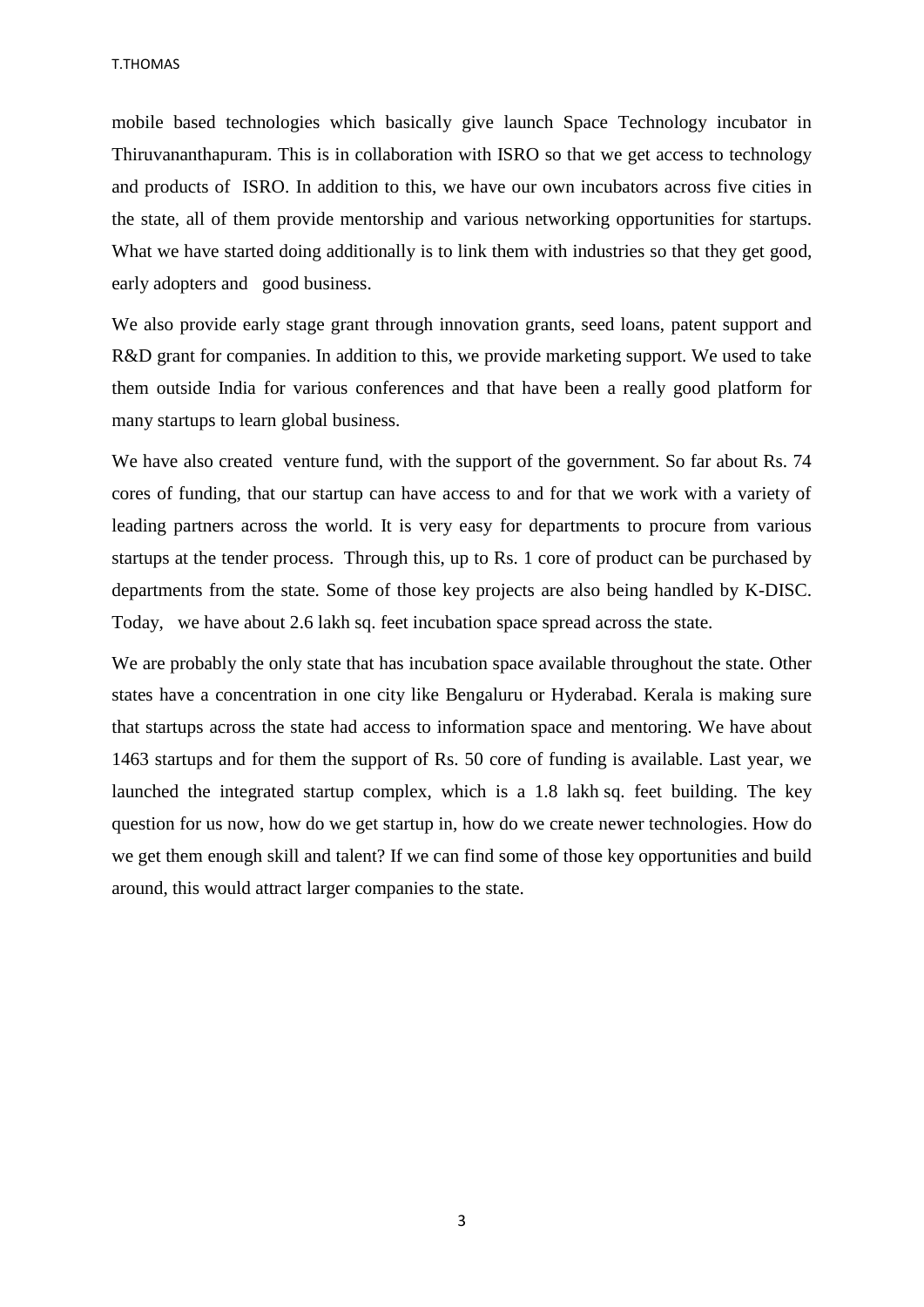mobile based technologies which basically give launch Space Technology incubator in Thiruvananthapuram. This is in collaboration with ISRO so that we get access to technology and products of ISRO. In addition to this, we have our own incubators across five cities in the state, all of them provide mentorship and various networking opportunities for startups. What we have started doing additionally is to link them with industries so that they get good, early adopters and good business.

We also provide early stage grant through innovation grants, seed loans, patent support and R&D grant for companies. In addition to this, we provide marketing support. We used to take them outside India for various conferences and that have been a really good platform for many startups to learn global business.

We have also created venture fund, with the support of the government. So far about Rs. 74 cores of funding, that our startup can have access to and for that we work with a variety of leading partners across the world. It is very easy for departments to procure from various startups at the tender process. Through this, up to Rs. 1 core of product can be purchased by departments from the state. Some of those key projects are also being handled by K-DISC. Today, we have about 2.6 lakh sq. feet incubation space spread across the state.

We are probably the only state that has incubation space available throughout the state. Other states have a concentration in one city like Bengaluru or Hyderabad. Kerala is making sure that startups across the state had access to information space and mentoring. We have about 1463 startups and for them the support of Rs. 50 core of funding is available. Last year, we launched the integrated startup complex, which is a 1.8 lakh sq. feet building. The key question for us now, how do we get startup in, how do we create newer technologies. How do we get them enough skill and talent? If we can find some of those key opportunities and build around, this would attract larger companies to the state.